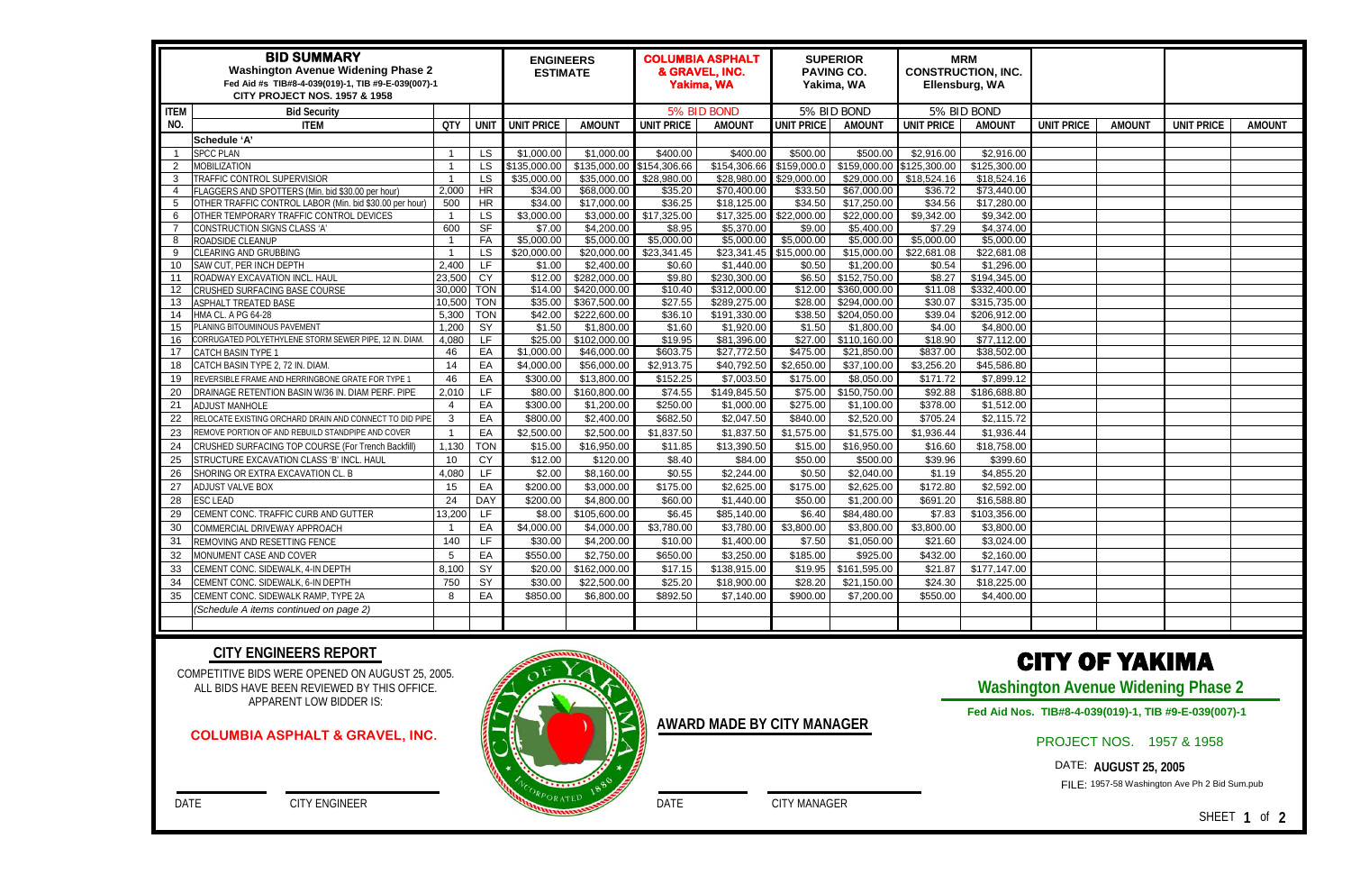# BID SUMMARY

**Washington Avenue Widening Phase 2**
Fed Aid #s TIB#8-4-039(019)-1, TIB #9-E-039(007)-1
CITY PROJECT NOS. 1957 & 1958

| ITEM NO. | ITEM | QTY | UNIT | ENGINEERS ESTIMATE UNIT PRICE | ENGINEERS ESTIMATE AMOUNT | COLUMBIA ASPHALT & GRAVEL, INC. Yakima, WA UNIT PRICE | COLUMBIA ASPHALT & GRAVEL, INC. AMOUNT | SUPERIOR PAVING CO. Yakima, WA UNIT PRICE | SUPERIOR PAVING CO. AMOUNT | MRM CONSTRUCTION, INC. Ellensburg, WA UNIT PRICE | MRM CONSTRUCTION, INC. AMOUNT | UNIT PRICE | AMOUNT | UNIT PRICE | AMOUNT |
|---|---|---|---|---|---|---|---|---|---|---|---|---|---|---|---|
| | Bid Security | | | | | 5% BID BOND | | 5% BID BOND | | 5% BID BOND | | | | | |
| | **Schedule 'A'** | | | | | | | | | | | | | | |
| 1 | SPCC PLAN | 1 | LS | $1,000.00 | $1,000.00 | $400.00 | $400.00 | $500.00 | $500.00 | $2,916.00 | $2,916.00 | | | | |
| 2 | MOBILIZATION | 1 | LS | $135,000.00 | $135,000.00 | $154,306.66 | $154,306.66 | $159,000.0 | $159,000.00 | $125,300.00 | $125,300.00 | | | | |
| 3 | TRAFFIC CONTROL SUPERVISIOR | 1 | LS | $35,000.00 | $35,000.00 | $28,980.00 | $28,980.00 | $29,000.00 | $29,000.00 | $18,524.16 | $18,524.16 | | | | |
| 4 | FLAGGERS AND SPOTTERS (Min. bid $30.00 per hour) | 2,000 | HR | $34.00 | $68,000.00 | $35.20 | $70,400.00 | $33.50 | $67,000.00 | $36.72 | $73,440.00 | | | | |
| 5 | OTHER TRAFFIC CONTROL LABOR (Min. bid $30.00 per hour) | 500 | HR | $34.00 | $17,000.00 | $36.25 | $18,125.00 | $34.50 | $17,250.00 | $34.56 | $17,280.00 | | | | |
| 6 | OTHER TEMPORARY TRAFFIC CONTROL DEVICES | 1 | LS | $3,000.00 | $3,000.00 | $17,325.00 | $17,325.00 | $22,000.00 | $22,000.00 | $9,342.00 | $9,342.00 | | | | |
| 7 | CONSTRUCTION SIGNS CLASS 'A' | 600 | SF | $7.00 | $4,200.00 | $8.95 | $5,370.00 | $9.00 | $5,400.00 | $7.29 | $4,374.00 | | | | |
| 8 | ROADSIDE CLEANUP | 1 | FA | $5,000.00 | $5,000.00 | $5,000.00 | $5,000.00 | $5,000.00 | $5,000.00 | $5,000.00 | $5,000.00 | | | | |
| 9 | CLEARING AND GRUBBING | 1 | LS | $20,000.00 | $20,000.00 | $23,341.45 | $23,341.45 | $15,000.00 | $15,000.00 | $22,681.08 | $22,681.08 | | | | |
| 10 | SAW CUT, PER INCH DEPTH | 2,400 | LF | $1.00 | $2,400.00 | $0.60 | $1,440.00 | $0.50 | $1,200.00 | $0.54 | $1,296.00 | | | | |
| 11 | ROADWAY EXCAVATION INCL. HAUL | 23,500 | CY | $12.00 | $282,000.00 | $9.80 | $230,300.00 | $6.50 | $152,750.00 | $8.27 | $194,345.00 | | | | |
| 12 | CRUSHED SURFACING BASE COURSE | 30,000 | TON | $14.00 | $420,000.00 | $10.40 | $312,000.00 | $12.00 | $360,000.00 | $11.08 | $332,400.00 | | | | |
| 13 | ASPHALT TREATED BASE | 10,500 | TON | $35.00 | $367,500.00 | $27.55 | $289,275.00 | $28.00 | $294,000.00 | $30.07 | $315,735.00 | | | | |
| 14 | HMA CL. A PG 64-28 | 5,300 | TON | $42.00 | $222,600.00 | $36.10 | $191,330.00 | $38.50 | $204,050.00 | $39.04 | $206,912.00 | | | | |
| 15 | PLANING BITOUMINOUS PAVEMENT | 1,200 | SY | $1.50 | $1,800.00 | $1.60 | $1,920.00 | $1.50 | $1,800.00 | $4.00 | $4,800.00 | | | | |
| 16 | CORRUGATED POLYETHYLENE STORM SEWER PIPE, 12 IN. DIAM. | 4,080 | LF | $25.00 | $102,000.00 | $19.95 | $81,396.00 | $27.00 | $110,160.00 | $18.90 | $77,112.00 | | | | |
| 17 | CATCH BASIN TYPE 1 | 46 | EA | $1,000.00 | $46,000.00 | $603.75 | $27,772.50 | $475.00 | $21,850.00 | $837.00 | $38,502.00 | | | | |
| 18 | CATCH BASIN TYPE 2, 72 IN. DIAM. | 14 | EA | $4,000.00 | $56,000.00 | $2,913.75 | $40,792.50 | $2,650.00 | $37,100.00 | $3,256.20 | $45,586.80 | | | | |
| 19 | REVERSIBLE FRAME AND HERRINGBONE GRATE FOR TYPE 1 | 46 | EA | $300.00 | $13,800.00 | $152.25 | $7,003.50 | $175.00 | $8,050.00 | $171.72 | $7,899.12 | | | | |
| 20 | DRAINAGE RETENTION BASIN W/36 IN. DIAM PERF. PIPE | 2,010 | LF | $80.00 | $160,800.00 | $74.55 | $149,845.50 | $75.00 | $150,750.00 | $92.88 | $186,688.80 | | | | |
| 21 | ADJUST MANHOLE | 4 | EA | $300.00 | $1,200.00 | $250.00 | $1,000.00 | $275.00 | $1,100.00 | $378.00 | $1,512.00 | | | | |
| 22 | RELOCATE EXISTING ORCHARD DRAIN AND CONNECT TO DID PIPE | 3 | EA | $800.00 | $2,400.00 | $682.50 | $2,047.50 | $840.00 | $2,520.00 | $705.24 | $2,115.72 | | | | |
| 23 | REMOVE PORTION OF AND REBUILD STANDPIPE AND COVER | 1 | EA | $2,500.00 | $2,500.00 | $1,837.50 | $1,837.50 | $1,575.00 | $1,575.00 | $1,936.44 | $1,936.44 | | | | |
| 24 | CRUSHED SURFACING TOP COURSE (For Trench Backfill) | 1,130 | TON | $15.00 | $16,950.00 | $11.85 | $13,390.50 | $15.00 | $16,950.00 | $16.60 | $18,758.00 | | | | |
| 25 | STRUCTURE EXCAVATION CLASS 'B' INCL. HAUL | 10 | CY | $12.00 | $120.00 | $8.40 | $84.00 | $50.00 | $500.00 | $39.96 | $399.60 | | | | |
| 26 | SHORING OR EXTRA EXCAVATION CL. B | 4,080 | LF | $2.00 | $8,160.00 | $0.55 | $2,244.00 | $0.50 | $2,040.00 | $1.19 | $4,855.20 | | | | |
| 27 | ADJUST VALVE BOX | 15 | EA | $200.00 | $3,000.00 | $175.00 | $2,625.00 | $175.00 | $2,625.00 | $172.80 | $2,592.00 | | | | |
| 28 | ESC LEAD | 24 | DAY | $200.00 | $4,800.00 | $60.00 | $1,440.00 | $50.00 | $1,200.00 | $691.20 | $16,588.80 | | | | |
| 29 | CEMENT CONC. TRAFFIC CURB AND GUTTER | 13,200 | LF | $8.00 | $105,600.00 | $6.45 | $85,140.00 | $6.40 | $84,480.00 | $7.83 | $103,356.00 | | | | |
| 30 | COMMERCIAL DRIVEWAY APPROACH | 1 | EA | $4,000.00 | $4,000.00 | $3,780.00 | $3,780.00 | $3,800.00 | $3,800.00 | $3,800.00 | $3,800.00 | | | | |
| 31 | REMOVING AND RESETTING FENCE | 140 | LF | $30.00 | $4,200.00 | $10.00 | $1,400.00 | $7.50 | $1,050.00 | $21.60 | $3,024.00 | | | | |
| 32 | MONUMENT CASE AND COVER | 5 | EA | $550.00 | $2,750.00 | $650.00 | $3,250.00 | $185.00 | $925.00 | $432.00 | $2,160.00 | | | | |
| 33 | CEMENT CONC. SIDEWALK, 4-IN DEPTH | 8,100 | SY | $20.00 | $162,000.00 | $17.15 | $138,915.00 | $19.95 | $161,595.00 | $21.87 | $177,147.00 | | | | |
| 34 | CEMENT CONC. SIDEWALK, 6-IN DEPTH | 750 | SY | $30.00 | $22,500.00 | $25.20 | $18,900.00 | $28.20 | $21,150.00 | $24.30 | $18,225.00 | | | | |
| 35 | CEMENT CONC. SIDEWALK RAMP, TYPE 2A | 8 | EA | $850.00 | $6,800.00 | $892.50 | $7,140.00 | $900.00 | $7,200.00 | $550.00 | $4,400.00 | | | | |
| | *(Schedule A items continued on page 2)* | | | | | | | | | | | | | | |

## CITY ENGINEERS REPORT

COMPETITIVE BIDS WERE OPENED ON AUGUST 25, 2005.
ALL BIDS HAVE BEEN REVIEWED BY THIS OFFICE.
APPARENT LOW BIDDER IS:

**COLUMBIA ASPHALT & GRAVEL, INC.**

DATE &nbsp;&nbsp;&nbsp; CITY ENGINEER

**AWARD MADE BY CITY MANAGER**

DATE &nbsp;&nbsp;&nbsp; CITY MANAGER

# CITY OF YAKIMA

**Washington Avenue Widening Phase 2**

**Fed Aid Nos. TIB#8-4-039(019)-1, TIB #9-E-039(007)-1**

PROJECT NOS. 1957 & 1958

DATE: **AUGUST 25, 2005**

FILE: 1957-58 Washington Ave Ph 2 Bid Sum.pub

SHEET **1** of **2**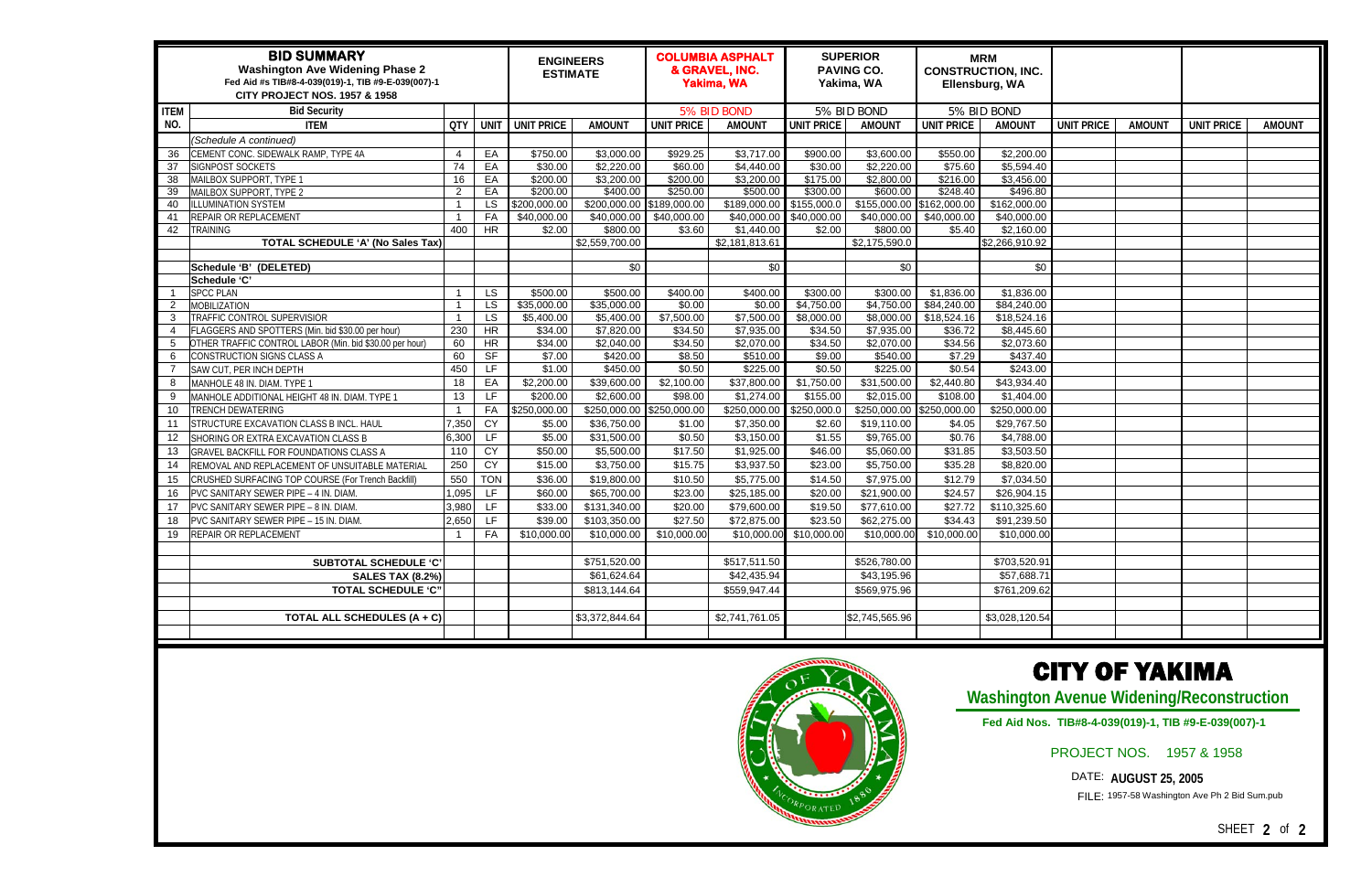| ITEM NO. | BID SUMMARY<br>Washington Ave Widening Phase 2<br>Fed Aid #s TIB#8-4-039(019)-1, TIB #9-E-039(007)-1<br>CITY PROJECT NOS. 1957 & 1958<br><br>Bid Security<br>ITEM | QTY | UNIT | ENGINEERS ESTIMATE<br><br>UNIT PRICE | <br><br>AMOUNT | COLUMBIA ASPHALT & GRAVEL, INC. Yakima, WA<br>5% BID BOND<br>UNIT PRICE | <br><br>AMOUNT | SUPERIOR PAVING CO. Yakima, WA<br>5% BID BOND<br>UNIT PRICE | <br><br>AMOUNT | MRM CONSTRUCTION, INC. Ellensburg, WA<br>5% BID BOND<br>UNIT PRICE | <br><br>AMOUNT | UNIT PRICE | AMOUNT | UNIT PRICE | AMOUNT |
|---|---|---|---|---|---|---|---|---|---|---|---|---|---|---|---|
| | (Schedule A continued) | | | | | | | | | | | | | | |
| 36 | CEMENT CONC. SIDEWALK RAMP, TYPE 4A | 4 | EA | $750.00 | $3,000.00 | $929.25 | $3,717.00 | $900.00 | $3,600.00 | $550.00 | $2,200.00 | | | | |
| 37 | SIGNPOST SOCKETS | 74 | EA | $30.00 | $2,220.00 | $60.00 | $4,440.00 | $30.00 | $2,220.00 | $75.60 | $5,594.40 | | | | |
| 38 | MAILBOX SUPPORT, TYPE 1 | 16 | EA | $200.00 | $3,200.00 | $200.00 | $3,200.00 | $175.00 | $2,800.00 | $216.00 | $3,456.00 | | | | |
| 39 | MAILBOX SUPPORT, TYPE 2 | 2 | EA | $200.00 | $400.00 | $250.00 | $500.00 | $300.00 | $600.00 | $248.40 | $496.80 | | | | |
| 40 | ILLUMINATION SYSTEM | 1 | LS | $200,000.00 | $200,000.00 | $189,000.00 | $189,000.00 | $155,000.0 | $155,000.00 | $162,000.00 | $162,000.00 | | | | |
| 41 | REPAIR OR REPLACEMENT | 1 | FA | $40,000.00 | $40,000.00 | $40,000.00 | $40,000.00 | $40,000.00 | $40,000.00 | $40,000.00 | $40,000.00 | | | | |
| 42 | TRAINING | 400 | HR | $2.00 | $800.00 | $3.60 | $1,440.00 | $2.00 | $800.00 | $5.40 | $2,160.00 | | | | |
| | TOTAL SCHEDULE 'A' (No Sales Tax) | | | | $2,559,700.00 | | $2,181,813.61 | | $2,175,590.0 | | $2,266,910.92 | | | | |
| | | | | | | | | | | | | | | | |
| | Schedule 'B' (DELETED) | | | | $0 | | $0 | | $0 | | $0 | | | | |
| | Schedule 'C' | | | | | | | | | | | | | | |
| 1 | SPCC PLAN | 1 | LS | $500.00 | $500.00 | $400.00 | $400.00 | $300.00 | $300.00 | $1,836.00 | $1,836.00 | | | | |
| 2 | MOBILIZATION | 1 | LS | $35,000.00 | $35,000.00 | $0.00 | $0.00 | $4,750.00 | $4,750.00 | $84,240.00 | $84,240.00 | | | | |
| 3 | TRAFFIC CONTROL SUPERVISIOR | 1 | LS | $5,400.00 | $5,400.00 | $7,500.00 | $7,500.00 | $8,000.00 | $8,000.00 | $18,524.16 | $18,524.16 | | | | |
| 4 | FLAGGERS AND SPOTTERS (Min. bid $30.00 per hour) | 230 | HR | $34.00 | $7,820.00 | $34.50 | $7,935.00 | $34.50 | $7,935.00 | $36.72 | $8,445.60 | | | | |
| 5 | OTHER TRAFFIC CONTROL LABOR (Min. bid $30.00 per hour) | 60 | HR | $34.00 | $2,040.00 | $34.50 | $2,070.00 | $34.50 | $2,070.00 | $34.56 | $2,073.60 | | | | |
| 6 | CONSTRUCTION SIGNS CLASS A | 60 | SF | $7.00 | $420.00 | $8.50 | $510.00 | $9.00 | $540.00 | $7.29 | $437.40 | | | | |
| 7 | SAW CUT, PER INCH DEPTH | 450 | LF | $1.00 | $450.00 | $0.50 | $225.00 | $0.50 | $225.00 | $0.54 | $243.00 | | | | |
| 8 | MANHOLE 48 IN. DIAM. TYPE 1 | 18 | EA | $2,200.00 | $39,600.00 | $2,100.00 | $37,800.00 | $1,750.00 | $31,500.00 | $2,440.80 | $43,934.40 | | | | |
| 9 | MANHOLE ADDITIONAL HEIGHT 48 IN. DIAM. TYPE 1 | 13 | LF | $200.00 | $2,600.00 | $98.00 | $1,274.00 | $155.00 | $2,015.00 | $108.00 | $1,404.00 | | | | |
| 10 | TRENCH DEWATERING | 1 | FA | $250,000.00 | $250,000.00 | $250,000.00 | $250,000.00 | $250,000.0 | $250,000.00 | $250,000.00 | $250,000.00 | | | | |
| 11 | STRUCTURE EXCAVATION CLASS B INCL. HAUL | 7,350 | CY | $5.00 | $36,750.00 | $1.00 | $7,350.00 | $2.60 | $19,110.00 | $4.05 | $29,767.50 | | | | |
| 12 | SHORING OR EXTRA EXCAVATION CLASS B | 6,300 | LF | $5.00 | $31,500.00 | $0.50 | $3,150.00 | $1.55 | $9,765.00 | $0.76 | $4,788.00 | | | | |
| 13 | GRAVEL BACKFILL FOR FOUNDATIONS CLASS A | 110 | CY | $50.00 | $5,500.00 | $17.50 | $1,925.00 | $46.00 | $5,060.00 | $31.85 | $3,503.50 | | | | |
| 14 | REMOVAL AND REPLACEMENT OF UNSUITABLE MATERIAL | 250 | CY | $15.00 | $3,750.00 | $15.75 | $3,937.50 | $23.00 | $5,750.00 | $35.28 | $8,820.00 | | | | |
| 15 | CRUSHED SURFACING TOP COURSE (For Trench Backfill) | 550 | TON | $36.00 | $19,800.00 | $10.50 | $5,775.00 | $14.50 | $7,975.00 | $12.79 | $7,034.50 | | | | |
| 16 | PVC SANITARY SEWER PIPE – 4 IN. DIAM. | 1,095 | LF | $60.00 | $65,700.00 | $23.00 | $25,185.00 | $20.00 | $21,900.00 | $24.57 | $26,904.15 | | | | |
| 17 | PVC SANITARY SEWER PIPE – 8 IN. DIAM. | 3,980 | LF | $33.00 | $131,340.00 | $20.00 | $79,600.00 | $19.50 | $77,610.00 | $27.72 | $110,325.60 | | | | |
| 18 | PVC SANITARY SEWER PIPE – 15 IN. DIAM. | 2,650 | LF | $39.00 | $103,350.00 | $27.50 | $72,875.00 | $23.50 | $62,275.00 | $34.43 | $91,239.50 | | | | |
| 19 | REPAIR OR REPLACEMENT | 1 | FA | $10,000.00 | $10,000.00 | $10,000.00 | $10,000.00 | $10,000.00 | $10,000.00 | $10,000.00 | $10,000.00 | | | | |
| | | | | | | | | | | | | | | | |
| | SUBTOTAL SCHEDULE 'C' | | | | $751,520.00 | | $517,511.50 | | $526,780.00 | | $703,520.91 | | | | |
| | SALES TAX (8.2%) | | | | $61,624.64 | | $42,435.94 | | $43,195.96 | | $57,688.71 | | | | |
| | TOTAL SCHEDULE 'C" | | | | $813,144.64 | | $559,947.44 | | $569,975.96 | | $761,209.62 | | | | |
| | | | | | | | | | | | | | | | |
| | TOTAL ALL SCHEDULES (A + C) | | | | $3,372,844.64 | | $2,741,761.05 | | $2,745,565.96 | | $3,028,120.54 | | | | |

# CITY OF YAKIMA

**Washington Avenue Widening/Reconstruction**

**Fed Aid Nos. TIB#8-4-039(019)-1, TIB #9-E-039(007)-1**

PROJECT NOS. 1957 & 1958

DATE: **AUGUST 25, 2005**

FILE: 1957-58 Washington Ave Ph 2 Bid Sum.pub

SHEET **2** of **2**